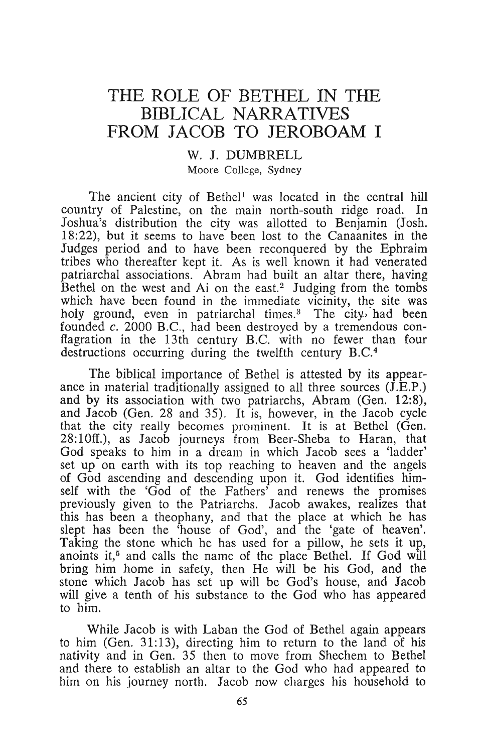# THE ROLE OF BETHEL IN THE BIBLICAL NARRATIVES FROM JACOB TO JEROBOAM I

W. J. DUMBRELL

Moore College, Sydney

The ancient city of Bethel[1] was located in the central hill country of Palestine, on the main north-south ridge road. In Joshua's distribution the city was allotted to Benjamin (Josh. 18:22), but it seems to have been lost to the Canaanites in the Judges period and to have been reconquered by the Ephraim tribes who thereafter kept it. As is well known it had venerated patriarchal associations. Abram had built an altar there, having Bethel on the west and Ai on the east.[2] Judging from the tombs which have been found in the immediate vicinity, the site was holy ground, even in patriarchal times.[3] The city had been founded *c.* 2000 B.C., had been destroyed by a tremendous conflagration in the 13th century B.C. with no fewer than four destructions occurring during the twelfth century B.C.[4]

The biblical importance of Bethel is attested by its appearance in material traditionally assigned to all three sources (J.E.P.) and by its association with two patriarchs, Abram (Gen. 12:8), and Jacob (Gen. 28 and 35). It is, however, in the Jacob cycle that the city really becomes prominent. It is at Bethel (Gen. 28:10ff.), as Jacob journeys from Beer-Sheba to Haran, that God speaks to him in a dream in which Jacob sees a 'ladder' set up on earth with its top reaching to heaven and the angels of God ascending and descending upon it. God identifies himself with the 'God of the Fathers' and renews the promises previously given to the Patriarchs. Jacob awakes, realizes that this has been a theophany, and that the place at which he has slept has been the 'house of God', and the 'gate of heaven'. Taking the stone which he has used for a pillow, he sets it up, anoints it,[5] and calls the name of the place Bethel. If God will bring him home in safety, then He will be his God, and the stone which Jacob has set up will be God's house, and Jacob will give a tenth of his substance to the God who has appeared to him.

While Jacob is with Laban the God of Bethel again appears to him (Gen. 31:13), directing him to return to the land of his nativity and in Gen. 35 then to move from Shechem to Bethel and there to establish an altar to the God who had appeared to him on his journey north. Jacob now charges his household to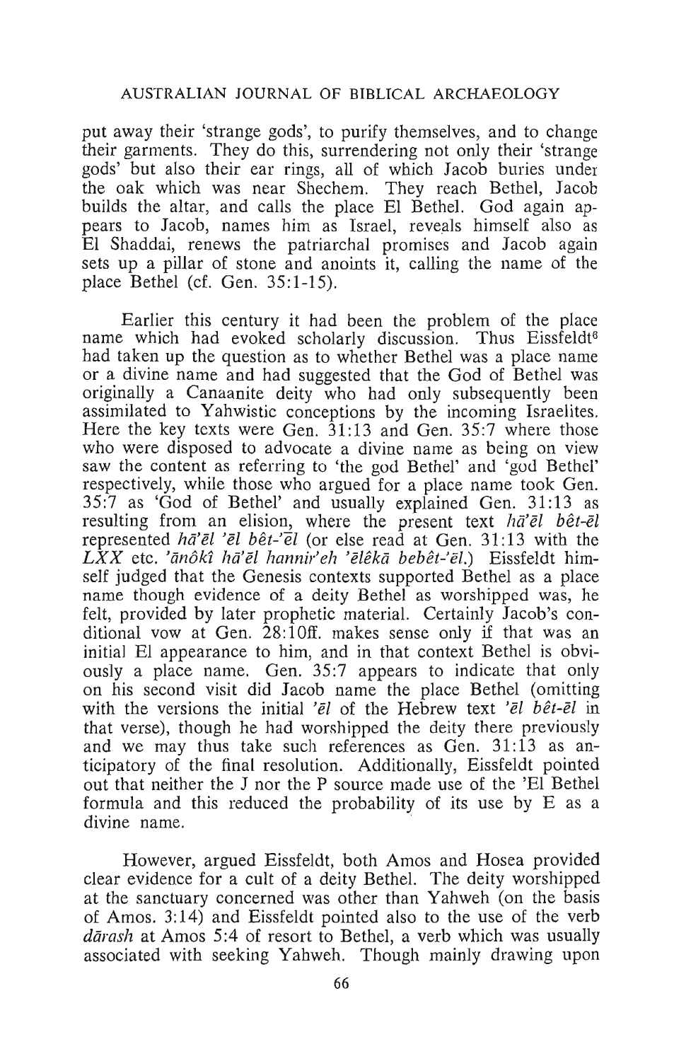put away their 'strange gods', to purify themselves, and to change their garments. They do this, surrendering not only their 'strange gods' but also their ear rings, all of which Jacob buries under the oak which was near Shechem. They reach Bethel, Jacob builds the altar, and calls the place El Bethel. God again appears to Jacob, names him as Israel, reveals himself also as El Shaddai, renews the patriarchal promises and Jacob again sets up a pillar of stone and anoints it, calling the name of the place Bethel (cf. Gen. 35:1-15).

Earlier this century it had been the problem of the place name which had evoked scholarly discussion. Thus Eissfeldt[6] had taken up the question as to whether Bethel was a place name or a divine name and had suggested that the God of Bethel was originally a Canaanite deity who had only subsequently been assimilated to Yahwistic conceptions by the incoming Israelites. Here the key texts were Gen. 31:13 and Gen. 35:7 where those who were disposed to advocate a divine name as being on view saw the content as referring to 'the god Bethel' and 'god Bethel' respectively, while those who argued for a place name took Gen. 35:7 as 'God of Bethel' and usually explained Gen. 31:13 as resulting from an elision, where the present text *hā'ēl bêt-ēl* represented *hā'ēl 'ēl bêt-'ēl* (or else read at Gen. 31:13 with the *LXX* etc. *'ānôkî hā'ēl hannir'eh 'ēlêkā bebêt-'ēl.*) Eissfeldt himself judged that the Genesis contexts supported Bethel as a place name though evidence of a deity Bethel as worshipped was, he felt, provided by later prophetic material. Certainly Jacob's conditional vow at Gen. 28:10ff. makes sense only if that was an initial El appearance to him, and in that context Bethel is obviously a place name. Gen. 35:7 appears to indicate that only on his second visit did Jacob name the place Bethel (omitting with the versions the initial *'ēl* of the Hebrew text *'ēl bêt-ēl* in that verse), though he had worshipped the deity there previously and we may thus take such references as Gen. 31:13 as anticipatory of the final resolution. Additionally, Eissfeldt pointed out that neither the J nor the P source made use of the 'El Bethel formula and this reduced the probability of its use by E as a divine name.

However, argued Eissfeldt, both Amos and Hosea provided clear evidence for a cult of a deity Bethel. The deity worshipped at the sanctuary concerned was other than Yahweh (on the basis of Amos. 3:14) and Eissfeldt pointed also to the use of the verb *dārash* at Amos 5:4 of resort to Bethel, a verb which was usually associated with seeking Yahweh. Though mainly drawing upon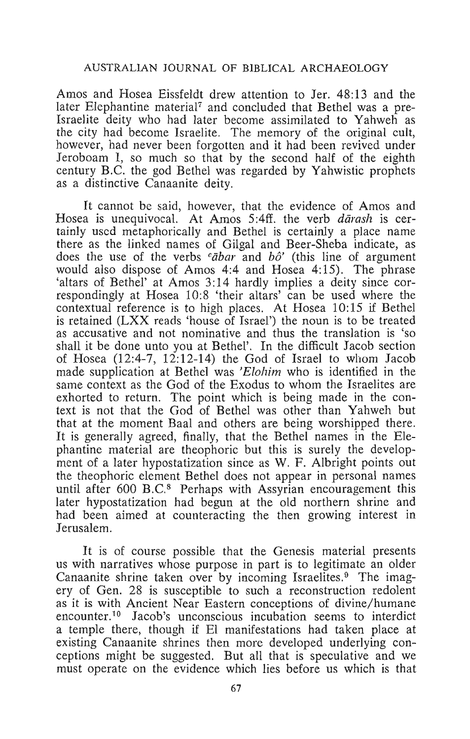Amos and Hosea Eissfeldt drew attention to Jer. 48:13 and the later Elephantine material[7] and concluded that Bethel was a pre-Israelite deity who had later become assimilated to Yahweh as the city had become Israelite. The memory of the original cult, however, had never been forgotten and it had been revived under Jeroboam I, so much so that by the second half of the eighth century B.C. the god Bethel was regarded by Yahwistic prophets as a distinctive Canaanite deity.

It cannot be said, however, that the evidence of Amos and Hosea is unequivocal. At Amos 5:4ff. the verb *dārash* is certainly used metaphorically and Bethel is certainly a place name there as the linked names of Gilgal and Beer-Sheba indicate, as does the use of the verbs *ʿābar* and *bô'* (this line of argument would also dispose of Amos 4:4 and Hosea 4:15). The phrase 'altars of Bethel' at Amos 3:14 hardly implies a deity since correspondingly at Hosea 10:8 'their altars' can be used where the contextual reference is to high places. At Hosea 10:15 if Bethel is retained (LXX reads 'house of Israel') the noun is to be treated as accusative and not nominative and thus the translation is 'so shall it be done unto you at Bethel'. In the difficult Jacob section of Hosea (12:4-7, 12:12-14) the God of Israel to whom Jacob made supplication at Bethel was *'Elohim* who is identified in the same context as the God of the Exodus to whom the Israelites are exhorted to return. The point which is being made in the context is not that the God of Bethel was other than Yahweh but that at the moment Baal and others are being worshipped there. It is generally agreed, finally, that the Bethel names in the Elephantine material are theophoric but this is surely the development of a later hypostatization since as W. F. Albright points out the theophoric element Bethel does not appear in personal names until after 600 B.C.[8] Perhaps with Assyrian encouragement this later hypostatization had begun at the old northern shrine and had been aimed at counteracting the then growing interest in Jerusalem.

It is of course possible that the Genesis material presents us with narratives whose purpose in part is to legitimate an older Canaanite shrine taken over by incoming Israelites.[9] The imagery of Gen. 28 is susceptible to such a reconstruction redolent as it is with Ancient Near Eastern conceptions of divine/humane encounter.[10] Jacob's unconscious incubation seems to interdict a temple there, though if El manifestations had taken place at existing Canaanite shrines then more developed underlying conceptions might be suggested. But all that is speculative and we must operate on the evidence which lies before us which is that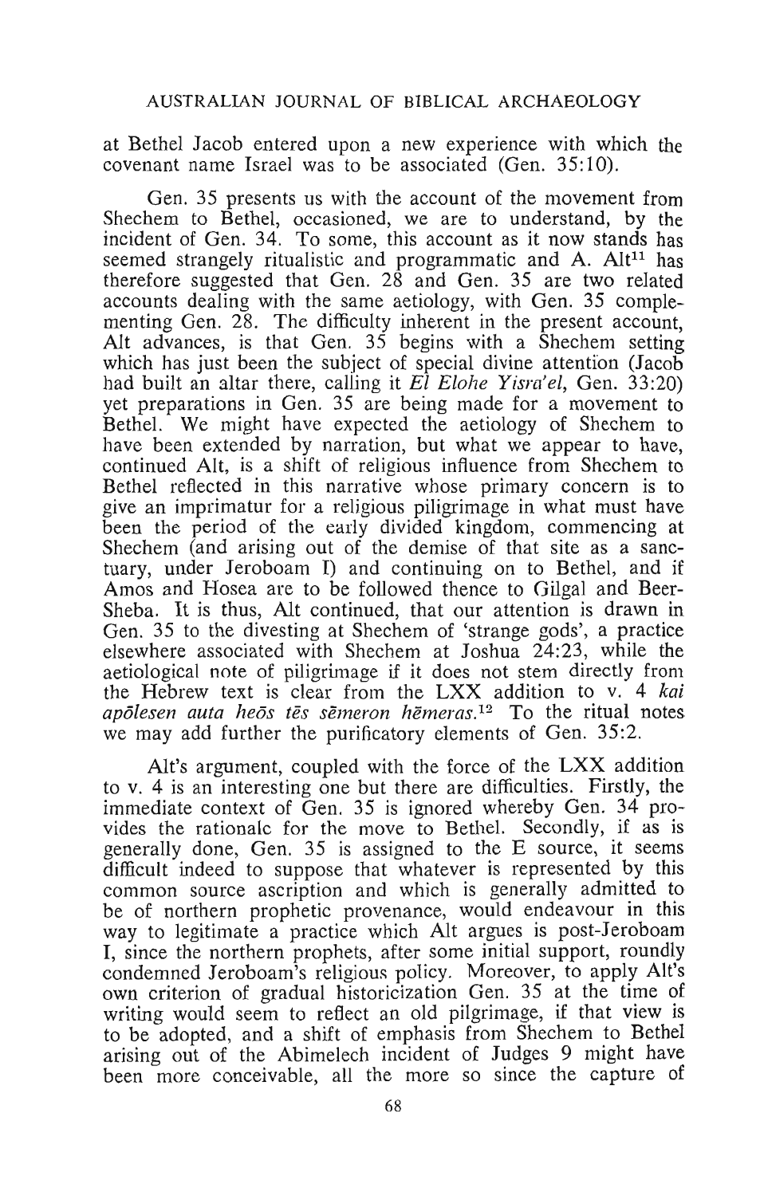at Bethel Jacob entered upon a new experience with which the covenant name Israel was to be associated (Gen. 35:10).

Gen. 35 presents us with the account of the movement from Shechem to Bethel, occasioned, we are to understand, by the incident of Gen. 34. To some, this account as it now stands has seemed strangely ritualistic and programmatic and A. Alt[11] has therefore suggested that Gen. 28 and Gen. 35 are two related accounts dealing with the same aetiology, with Gen. 35 complementing Gen. 28. The difficulty inherent in the present account, Alt advances, is that Gen. 35 begins with a Shechem setting which has just been the subject of special divine attention (Jacob had built an altar there, calling it *El Elohe Yisra'el*, Gen. 33:20) yet preparations in Gen. 35 are being made for a movement to Bethel. We might have expected the aetiology of Shechem to have been extended by narration, but what we appear to have, continued Alt, is a shift of religious influence from Shechem to Bethel reflected in this narrative whose primary concern is to give an imprimatur for a religious piligrimage in what must have been the period of the early divided kingdom, commencing at Shechem (and arising out of the demise of that site as a sanctuary, under Jeroboam I) and continuing on to Bethel, and if Amos and Hosea are to be followed thence to Gilgal and Beer-Sheba. It is thus, Alt continued, that our attention is drawn in Gen. 35 to the divesting at Shechem of 'strange gods', a practice elsewhere associated with Shechem at Joshua 24:23, while the aetiological note of piligrimage if it does not stem directly from the Hebrew text is clear from the LXX addition to v. 4 *kai apōlesen auta heōs tēs sēmeron hēmeras*.[12] To the ritual notes we may add further the purificatory elements of Gen. 35:2.

Alt's argument, coupled with the force of the LXX addition to v. 4 is an interesting one but there are difficulties. Firstly, the immediate context of Gen. 35 is ignored whereby Gen. 34 provides the rationale for the move to Bethel. Secondly, if as is generally done, Gen. 35 is assigned to the E source, it seems difficult indeed to suppose that whatever is represented by this common source ascription and which is generally admitted to be of northern prophetic provenance, would endeavour in this way to legitimate a practice which Alt argues is post-Jeroboam I, since the northern prophets, after some initial support, roundly condemned Jeroboam's religious policy. Moreover, to apply Alt's own criterion of gradual historicization Gen. 35 at the time of writing would seem to reflect an old pilgrimage, if that view is to be adopted, and a shift of emphasis from Shechem to Bethel arising out of the Abimelech incident of Judges 9 might have been more conceivable, all the more so since the capture of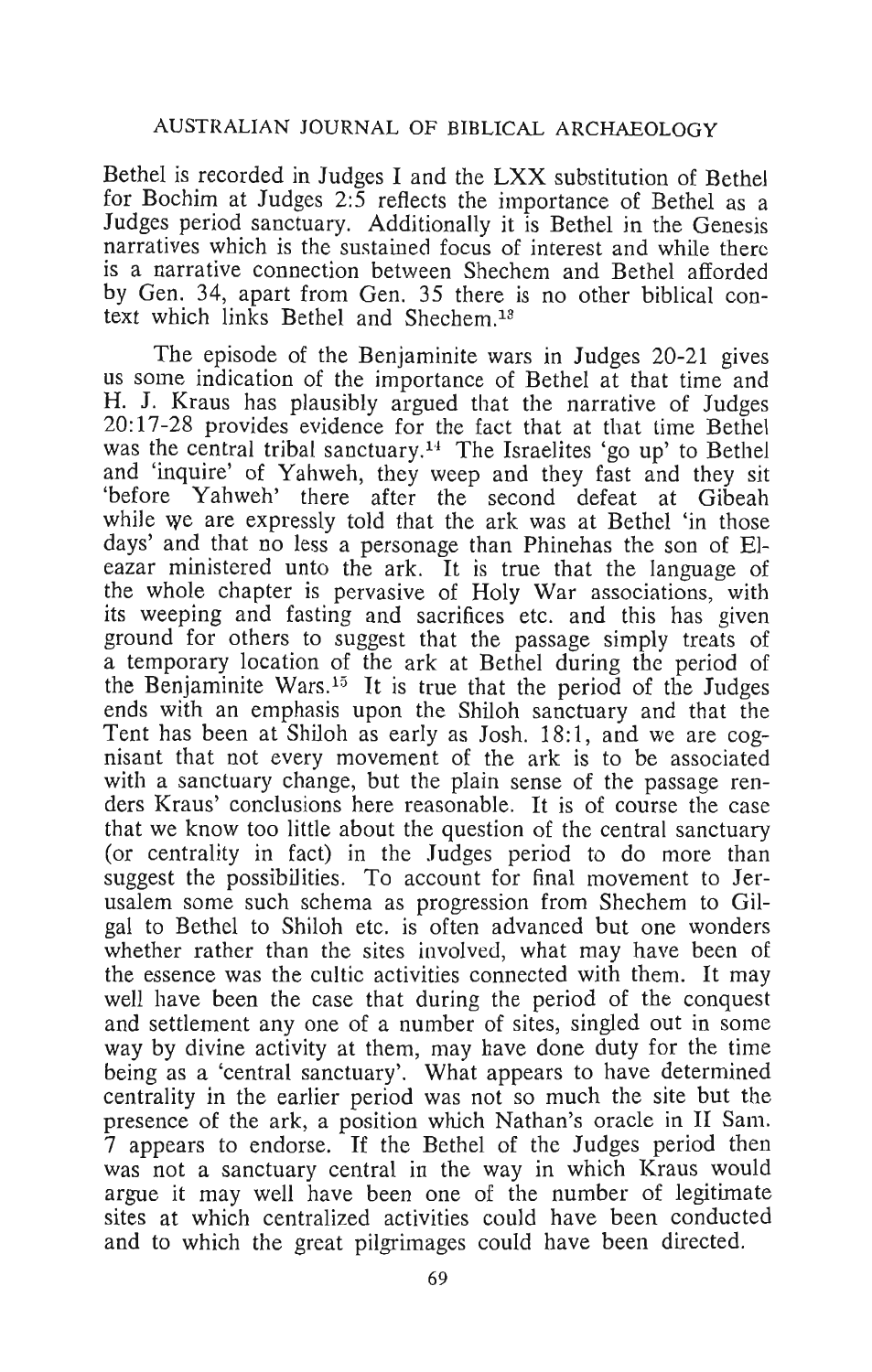Bethel is recorded in Judges I and the LXX substitution of Bethel for Bochim at Judges 2:5 reflects the importance of Bethel as a Judges period sanctuary. Additionally it is Bethel in the Genesis narratives which is the sustained focus of interest and while there is a narrative connection between Shechem and Bethel afforded by Gen. 34, apart from Gen. 35 there is no other biblical context which links Bethel and Shechem.[13]

The episode of the Benjaminite wars in Judges 20-21 gives us some indication of the importance of Bethel at that time and H. J. Kraus has plausibly argued that the narrative of Judges 20:17-28 provides evidence for the fact that at that time Bethel was the central tribal sanctuary.[14] The Israelites 'go up' to Bethel and 'inquire' of Yahweh, they weep and they fast and they sit 'before Yahweh' there after the second defeat at Gibeah while we are expressly told that the ark was at Bethel 'in those days' and that no less a personage than Phinehas the son of Eleazar ministered unto the ark. It is true that the language of the whole chapter is pervasive of Holy War associations, with its weeping and fasting and sacrifices etc. and this has given ground for others to suggest that the passage simply treats of a temporary location of the ark at Bethel during the period of the Benjaminite Wars.[15] It is true that the period of the Judges ends with an emphasis upon the Shiloh sanctuary and that the Tent has been at Shiloh as early as Josh. 18:1, and we are cognisant that not every movement of the ark is to be associated with a sanctuary change, but the plain sense of the passage renders Kraus' conclusions here reasonable. It is of course the case that we know too little about the question of the central sanctuary (or centrality in fact) in the Judges period to do more than suggest the possibilities. To account for final movement to Jerusalem some such schema as progression from Shechem to Gilgal to Bethel to Shiloh etc. is often advanced but one wonders whether rather than the sites involved, what may have been of the essence was the cultic activities connected with them. It may well have been the case that during the period of the conquest and settlement any one of a number of sites, singled out in some way by divine activity at them, may have done duty for the time being as a 'central sanctuary'. What appears to have determined centrality in the earlier period was not so much the site but the presence of the ark, a position which Nathan's oracle in II Sam. 7 appears to endorse. If the Bethel of the Judges period then was not a sanctuary central in the way in which Kraus would argue it may well have been one of the number of legitimate sites at which centralized activities could have been conducted and to which the great pilgrimages could have been directed.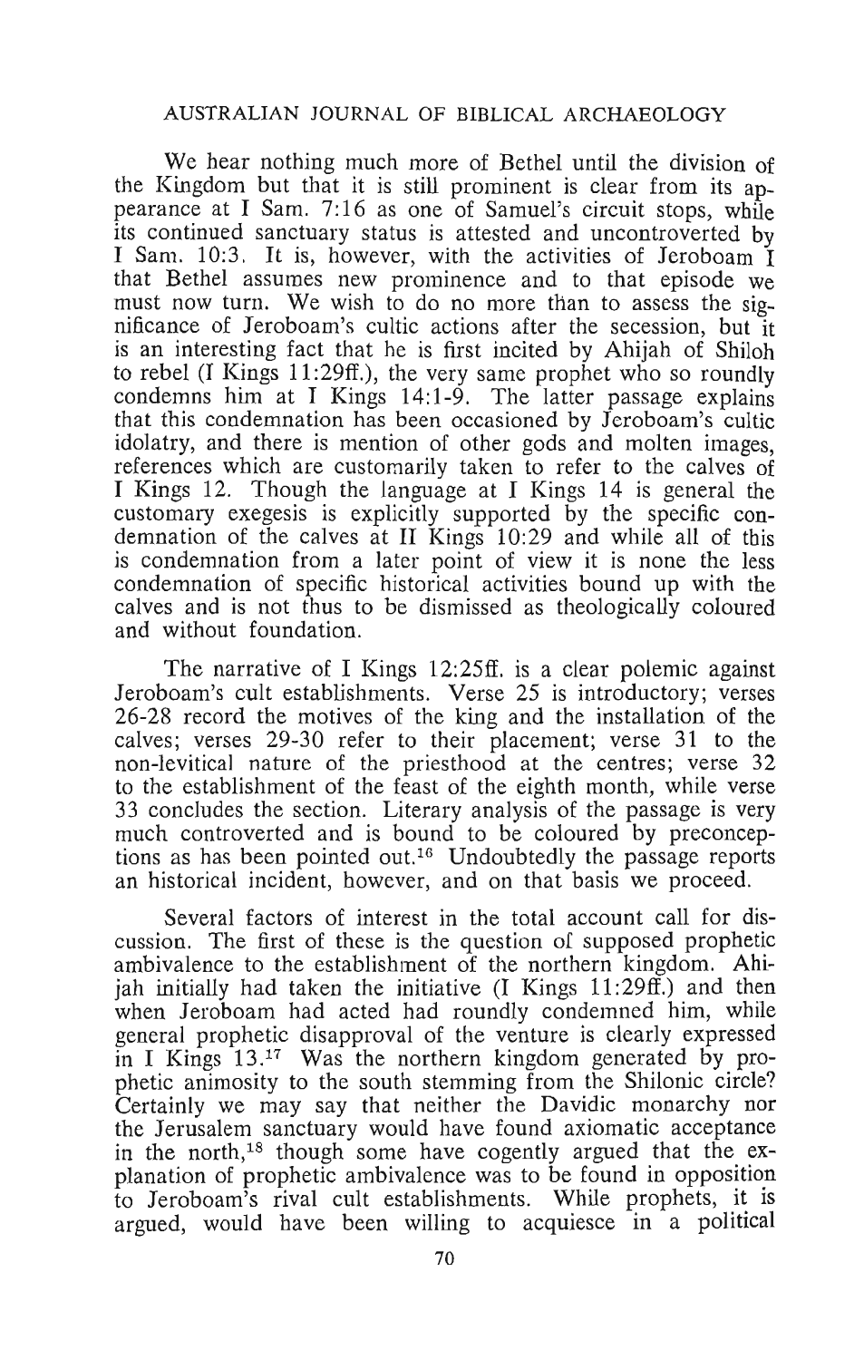We hear nothing much more of Bethel until the division of the Kingdom but that it is still prominent is clear from its appearance at I Sam. 7:16 as one of Samuel's circuit stops, while its continued sanctuary status is attested and uncontroverted by I Sam. 10:3. It is, however, with the activities of Jeroboam I that Bethel assumes new prominence and to that episode we must now turn. We wish to do no more than to assess the significance of Jeroboam's cultic actions after the secession, but it is an interesting fact that he is first incited by Ahijah of Shiloh to rebel (I Kings 11:29ff.), the very same prophet who so roundly condemns him at I Kings 14:1-9. The latter passage explains that this condemnation has been occasioned by Jeroboam's cultic idolatry, and there is mention of other gods and molten images, references which are customarily taken to refer to the calves of I Kings 12. Though the language at I Kings 14 is general the customary exegesis is explicitly supported by the specific condemnation of the calves at II Kings 10:29 and while all of this is condemnation from a later point of view it is none the less condemnation of specific historical activities bound up with the calves and is not thus to be dismissed as theologically coloured and without foundation.

The narrative of I Kings 12:25ff. is a clear polemic against Jeroboam's cult establishments. Verse 25 is introductory; verses 26-28 record the motives of the king and the installation of the calves; verses 29-30 refer to their placement; verse 31 to the non-levitical nature of the priesthood at the centres; verse 32 to the establishment of the feast of the eighth month, while verse 33 concludes the section. Literary analysis of the passage is very much controverted and is bound to be coloured by preconceptions as has been pointed out.[16] Undoubtedly the passage reports an historical incident, however, and on that basis we proceed.

Several factors of interest in the total account call for discussion. The first of these is the question of supposed prophetic ambivalence to the establishment of the northern kingdom. Ahijah initially had taken the initiative (I Kings 11:29ff.) and then when Jeroboam had acted had roundly condemned him, while general prophetic disapproval of the venture is clearly expressed in I Kings 13.[17] Was the northern kingdom generated by prophetic animosity to the south stemming from the Shilonic circle? Certainly we may say that neither the Davidic monarchy nor the Jerusalem sanctuary would have found axiomatic acceptance in the north,[18] though some have cogently argued that the explanation of prophetic ambivalence was to be found in opposition to Jeroboam's rival cult establishments. While prophets, it is argued, would have been willing to acquiesce in a political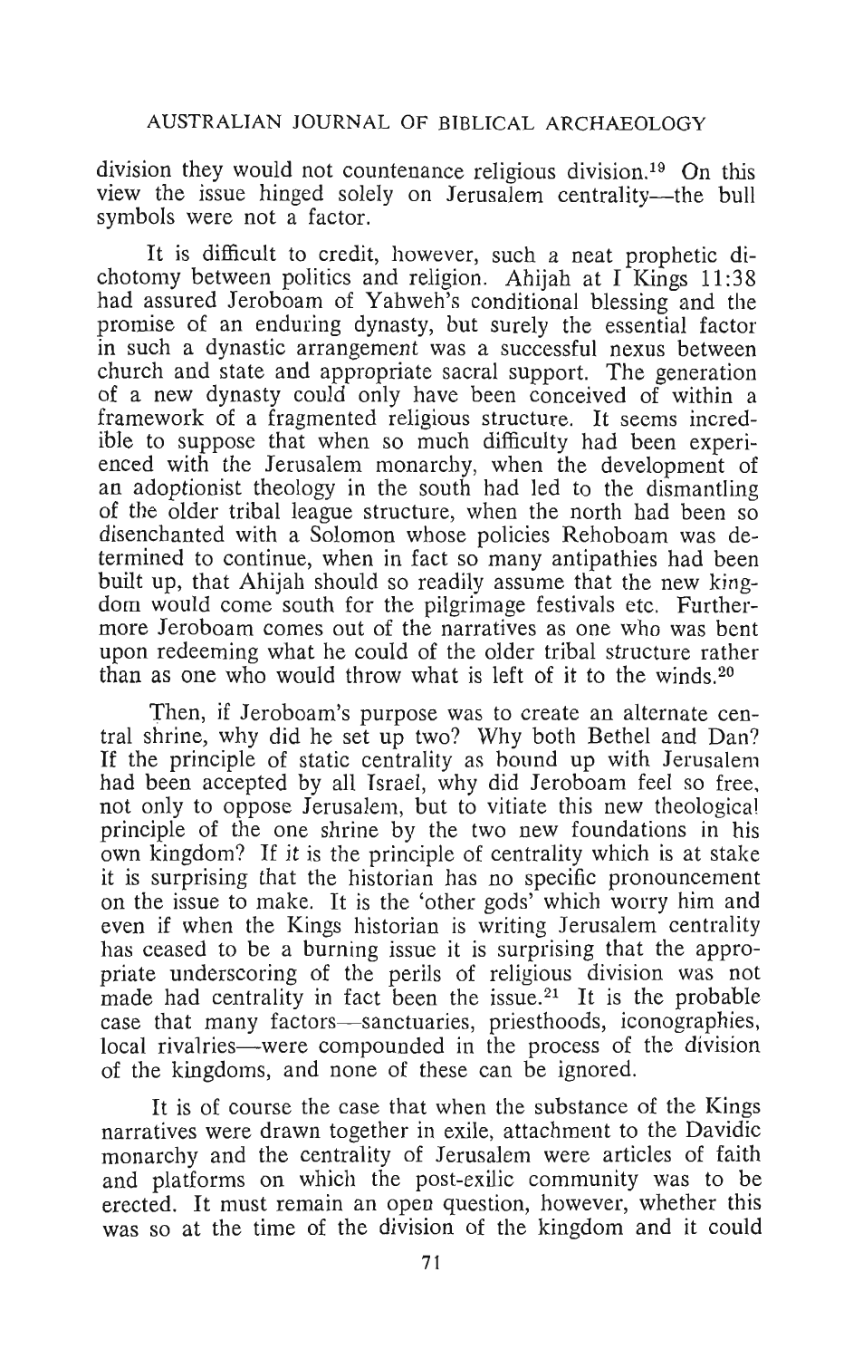division they would not countenance religious division.[19] On this view the issue hinged solely on Jerusalem centrality—the bull symbols were not a factor.

It is difficult to credit, however, such a neat prophetic dichotomy between politics and religion. Ahijah at I Kings 11:38 had assured Jeroboam of Yahweh's conditional blessing and the promise of an enduring dynasty, but surely the essential factor in such a dynastic arrangement was a successful nexus between church and state and appropriate sacral support. The generation of a new dynasty could only have been conceived of within a framework of a fragmented religious structure. It seems incredible to suppose that when so much difficulty had been experienced with the Jerusalem monarchy, when the development of an adoptionist theology in the south had led to the dismantling of the older tribal league structure, when the north had been so disenchanted with a Solomon whose policies Rehoboam was determined to continue, when in fact so many antipathies had been built up, that Ahijah should so readily assume that the new kingdom would come south for the pilgrimage festivals etc. Furthermore Jeroboam comes out of the narratives as one who was bent upon redeeming what he could of the older tribal structure rather than as one who would throw what is left of it to the winds.[20]

Then, if Jeroboam's purpose was to create an alternate central shrine, why did he set up two? Why both Bethel and Dan? If the principle of static centrality as bound up with Jerusalem had been accepted by all Israel, why did Jeroboam feel so free, not only to oppose Jerusalem, but to vitiate this new theological principle of the one shrine by the two new foundations in his own kingdom? If it is the principle of centrality which is at stake it is surprising that the historian has no specific pronouncement on the issue to make. It is the 'other gods' which worry him and even if when the Kings historian is writing Jerusalem centrality has ceased to be a burning issue it is surprising that the appropriate underscoring of the perils of religious division was not made had centrality in fact been the issue.[21] It is the probable case that many factors—sanctuaries, priesthoods, iconographies, local rivalries—were compounded in the process of the division of the kingdoms, and none of these can be ignored.

It is of course the case that when the substance of the Kings narratives were drawn together in exile, attachment to the Davidic monarchy and the centrality of Jerusalem were articles of faith and platforms on which the post-exilic community was to be erected. It must remain an open question, however, whether this was so at the time of the division of the kingdom and it could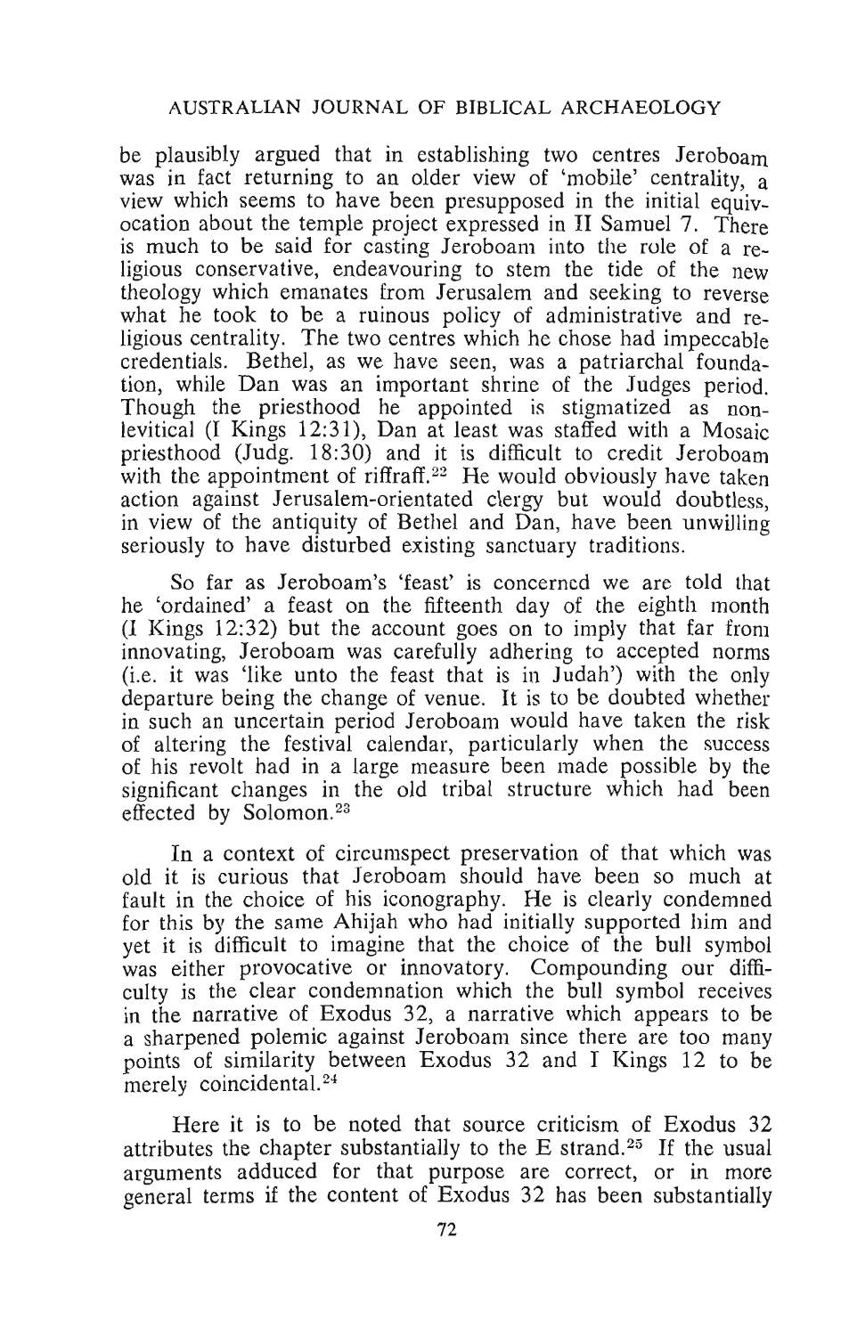be plausibly argued that in establishing two centres Jeroboam was in fact returning to an older view of 'mobile' centrality, a view which seems to have been presupposed in the initial equivocation about the temple project expressed in II Samuel 7. There is much to be said for casting Jeroboam into the role of a religious conservative, endeavouring to stem the tide of the new theology which emanates from Jerusalem and seeking to reverse what he took to be a ruinous policy of administrative and religious centrality. The two centres which he chose had impeccable credentials. Bethel, as we have seen, was a patriarchal foundation, while Dan was an important shrine of the Judges period. Though the priesthood he appointed is stigmatized as non-levitical (I Kings 12:31), Dan at least was staffed with a Mosaic priesthood (Judg. 18:30) and it is difficult to credit Jeroboam with the appointment of riffraff.[22] He would obviously have taken action against Jerusalem-orientated clergy but would doubtless, in view of the antiquity of Bethel and Dan, have been unwilling seriously to have disturbed existing sanctuary traditions.

So far as Jeroboam's 'feast' is concerned we are told that he 'ordained' a feast on the fifteenth day of the eighth month (I Kings 12:32) but the account goes on to imply that far from innovating, Jeroboam was carefully adhering to accepted norms (i.e. it was 'like unto the feast that is in Judah') with the only departure being the change of venue. It is to be doubted whether in such an uncertain period Jeroboam would have taken the risk of altering the festival calendar, particularly when the success of his revolt had in a large measure been made possible by the significant changes in the old tribal structure which had been effected by Solomon.[23]

In a context of circumspect preservation of that which was old it is curious that Jeroboam should have been so much at fault in the choice of his iconography. He is clearly condemned for this by the same Ahijah who had initially supported him and yet it is difficult to imagine that the choice of the bull symbol was either provocative or innovatory. Compounding our difficulty is the clear condemnation which the bull symbol receives in the narrative of Exodus 32, a narrative which appears to be a sharpened polemic against Jeroboam since there are too many points of similarity between Exodus 32 and I Kings 12 to be merely coincidental.[24]

Here it is to be noted that source criticism of Exodus 32 attributes the chapter substantially to the E strand.[25] If the usual arguments adduced for that purpose are correct, or in more general terms if the content of Exodus 32 has been substantially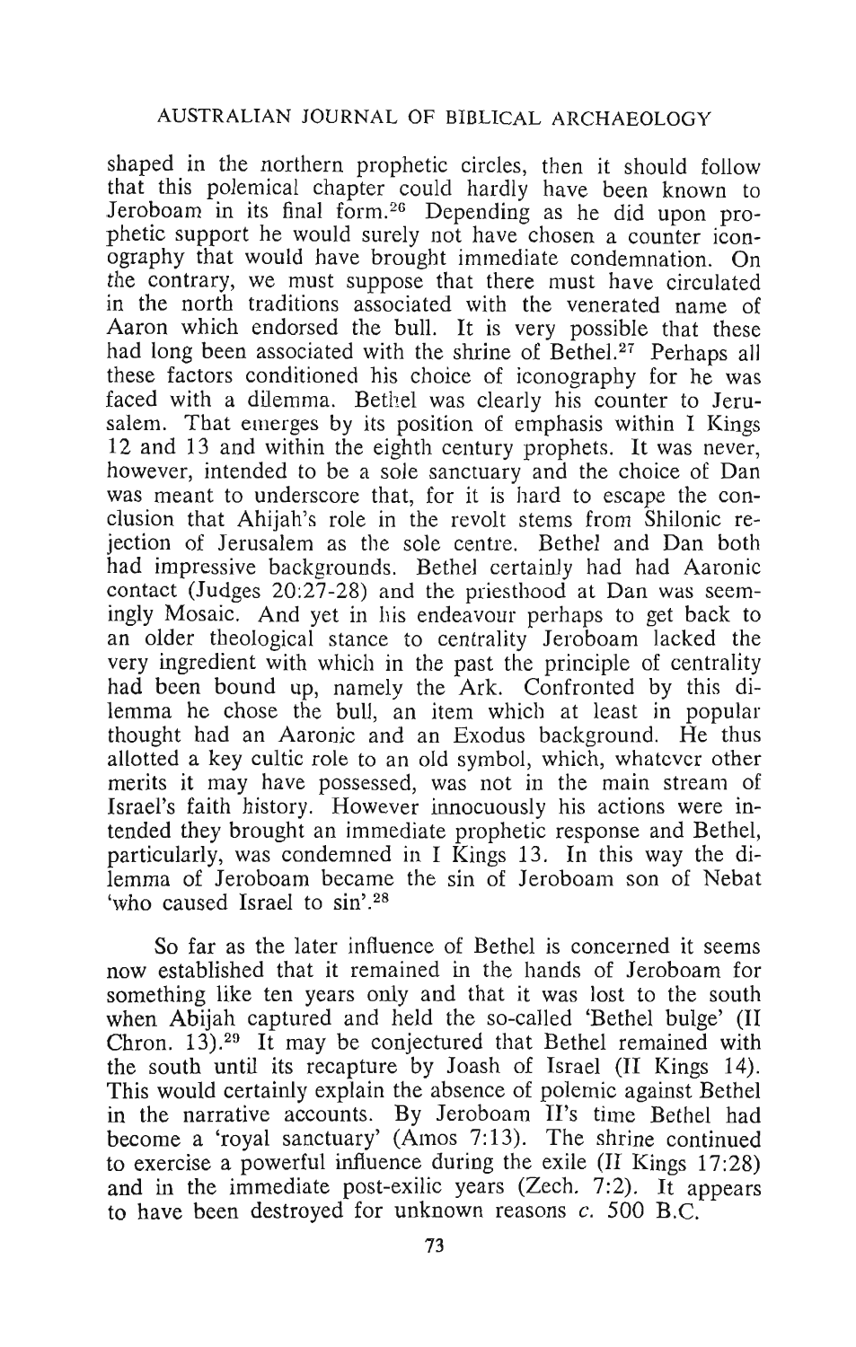shaped in the northern prophetic circles, then it should follow that this polemical chapter could hardly have been known to Jeroboam in its final form.[26] Depending as he did upon prophetic support he would surely not have chosen a counter iconography that would have brought immediate condemnation. On the contrary, we must suppose that there must have circulated in the north traditions associated with the venerated name of Aaron which endorsed the bull. It is very possible that these had long been associated with the shrine of Bethel.[27] Perhaps all these factors conditioned his choice of iconography for he was faced with a dilemma. Bethel was clearly his counter to Jerusalem. That emerges by its position of emphasis within I Kings 12 and 13 and within the eighth century prophets. It was never, however, intended to be a sole sanctuary and the choice of Dan was meant to underscore that, for it is hard to escape the conclusion that Ahijah's role in the revolt stems from Shilonic rejection of Jerusalem as the sole centre. Bethel and Dan both had impressive backgrounds. Bethel certainly had had Aaronic contact (Judges 20:27-28) and the priesthood at Dan was seemingly Mosaic. And yet in his endeavour perhaps to get back to an older theological stance to centrality Jeroboam lacked the very ingredient with which in the past the principle of centrality had been bound up, namely the Ark. Confronted by this dilemma he chose the bull, an item which at least in popular thought had an Aaronic and an Exodus background. He thus allotted a key cultic role to an old symbol, which, whatever other merits it may have possessed, was not in the main stream of Israel's faith history. However innocuously his actions were intended they brought an immediate prophetic response and Bethel, particularly, was condemned in I Kings 13. In this way the dilemma of Jeroboam became the sin of Jeroboam son of Nebat 'who caused Israel to sin'.[28]

So far as the later influence of Bethel is concerned it seems now established that it remained in the hands of Jeroboam for something like ten years only and that it was lost to the south when Abijah captured and held the so-called 'Bethel bulge' (II Chron. 13).[29] It may be conjectured that Bethel remained with the south until its recapture by Joash of Israel (II Kings 14). This would certainly explain the absence of polemic against Bethel in the narrative accounts. By Jeroboam II's time Bethel had become a 'royal sanctuary' (Amos 7:13). The shrine continued to exercise a powerful influence during the exile (II Kings 17:28) and in the immediate post-exilic years (Zech. 7:2). It appears to have been destroyed for unknown reasons *c.* 500 B.C.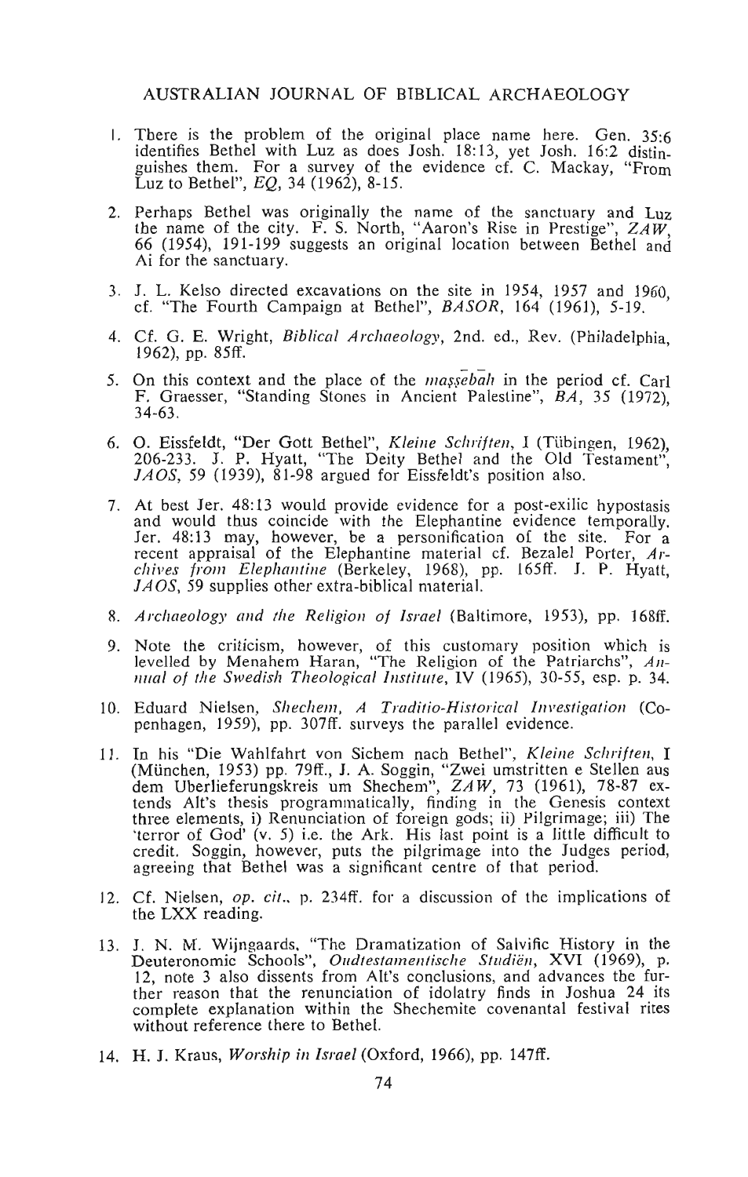1. There is the problem of the original place name here. Gen. 35:6 identifies Bethel with Luz as does Josh. 18:13, yet Josh. 16:2 distinguishes them. For a survey of the evidence cf. C. Mackay, "From Luz to Bethel", *EQ*, 34 (1962), 8-15.

2. Perhaps Bethel was originally the name of the sanctuary and Luz the name of the city. F. S. North, "Aaron's Rise in Prestige", *ZAW*, 66 (1954), 191-199 suggests an original location between Bethel and Ai for the sanctuary.

3. J. L. Kelso directed excavations on the site in 1954, 1957 and 1960, cf. "The Fourth Campaign at Bethel", *BASOR*, 164 (1961), 5-19.

4. Cf. G. E. Wright, *Biblical Archaeology*, 2nd. ed., Rev. (Philadelphia, 1962), pp. 85ff.

5. On this context and the place of the *maṣṣēbāh* in the period cf. Carl F. Graesser, "Standing Stones in Ancient Palestine", *BA*, 35 (1972), 34-63.

6. O. Eissfeldt, "Der Gott Bethel", *Kleine Schriften*, I (Tübingen, 1962), 206-233. J. P. Hyatt, "The Deity Bethel and the Old Testament", *JAOS*, 59 (1939), 81-98 argued for Eissfeldt's position also.

7. At best Jer. 48:13 would provide evidence for a post-exilic hypostasis and would thus coincide with the Elephantine evidence temporally. Jer. 48:13 may, however, be a personification of the site. For a recent appraisal of the Elephantine material cf. Bezalel Porter, *Archives from Elephantine* (Berkeley, 1968), pp. 165ff. J. P. Hyatt, *JAOS*, 59 supplies other extra-biblical material.

8. *Archaeology and the Religion of Israel* (Baltimore, 1953), pp. 168ff.

9. Note the criticism, however, of this customary position which is levelled by Menahem Haran, "The Religion of the Patriarchs", *Annual of the Swedish Theological Institute*, IV (1965), 30-55, esp. p. 34.

10. Eduard Nielsen, *Shechem, A Traditio-Historical Investigation* (Copenhagen, 1959), pp. 307ff. surveys the parallel evidence.

11. In his "Die Wahlfahrt von Sichem nach Bethel", *Kleine Schriften*, I (München, 1953) pp. 79ff., J. A. Soggin, "Zwei umstritten e Stellen aus dem Uberlieferungskreis um Shechem", *ZAW*, 73 (1961), 78-87 extends Alt's thesis programmatically, finding in the Genesis context three elements, i) Renunciation of foreign gods; ii) Pilgrimage; iii) The 'terror of God' (v. 5) i.e. the Ark. His last point is a little difficult to credit. Soggin, however, puts the pilgrimage into the Judges period, agreeing that Bethel was a significant centre of that period.

12. Cf. Nielsen, *op. cit.*, p. 234ff. for a discussion of the implications of the LXX reading.

13. J. N. M. Wijngaards, "The Dramatization of Salvific History in the Deuteronomic Schools", *Oudtestamentische Studiën*, XVI (1969), p. 12, note 3 also dissents from Alt's conclusions, and advances the further reason that the renunciation of idolatry finds in Joshua 24 its complete explanation within the Shechemite covenantal festival rites without reference there to Bethel.

14. H. J. Kraus, *Worship in Israel* (Oxford, 1966), pp. 147ff.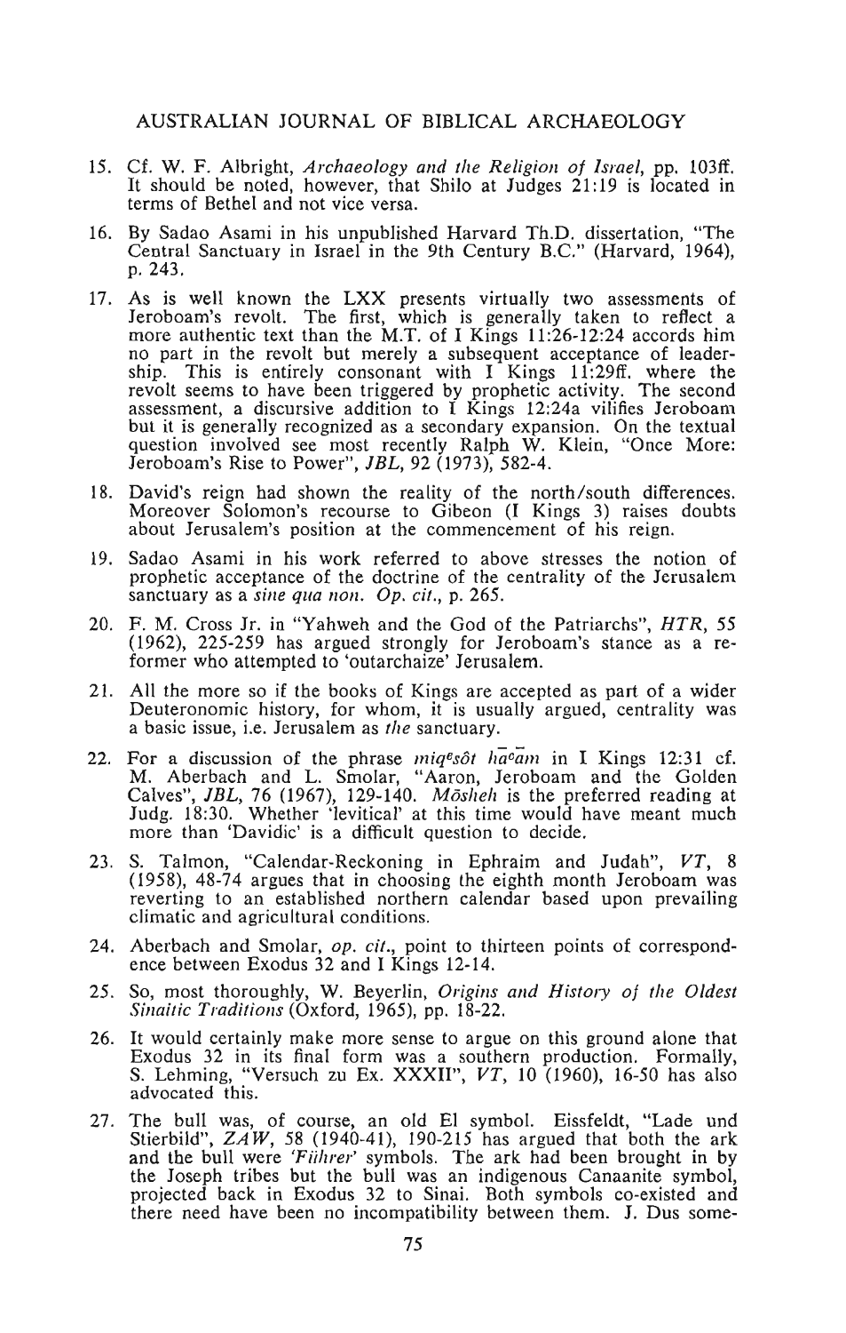15. Cf. W. F. Albright, *Archaeology and the Religion of Israel*, pp. 103ff. It should be noted, however, that Shilo at Judges 21:19 is located in terms of Bethel and not vice versa.

16. By Sadao Asami in his unpublished Harvard Th.D. dissertation, "The Central Sanctuary in Israel in the 9th Century B.C." (Harvard, 1964), p. 243.

17. As is well known the LXX presents virtually two assessments of Jeroboam's revolt. The first, which is generally taken to reflect a more authentic text than the M.T. of I Kings 11:26-12:24 accords him no part in the revolt but merely a subsequent acceptance of leadership. This is entirely consonant with I Kings 11:29ff. where the revolt seems to have been triggered by prophetic activity. The second assessment, a discursive addition to I Kings 12:24a vilifies Jeroboam but it is generally recognized as a secondary expansion. On the textual question involved see most recently Ralph W. Klein, "Once More: Jeroboam's Rise to Power", *JBL*, 92 (1973), 582-4.

18. David's reign had shown the reality of the north/south differences. Moreover Solomon's recourse to Gibeon (I Kings 3) raises doubts about Jerusalem's position at the commencement of his reign.

19. Sadao Asami in his work referred to above stresses the notion of prophetic acceptance of the doctrine of the centrality of the Jerusalem sanctuary as a *sine qua non*. *Op. cit.*, p. 265.

20. F. M. Cross Jr. in "Yahweh and the God of the Patriarchs", *HTR*, 55 (1962), 225-259 has argued strongly for Jeroboam's stance as a reformer who attempted to 'outarchaize' Jerusalem.

21. All the more so if the books of Kings are accepted as part of a wider Deuteronomic history, for whom, it is usually argued, centrality was a basic issue, i.e. Jerusalem as *the* sanctuary.

22. For a discussion of the phrase *miqᵉṣôt hā῾ām* in I Kings 12:31 cf. M. Aberbach and L. Smolar, "Aaron, Jeroboam and the Golden Calves", *JBL*, 76 (1967), 129-140. *Mōsheh* is the preferred reading at Judg. 18:30. Whether 'levitical' at this time would have meant much more than 'Davidic' is a difficult question to decide.

23. S. Talmon, "Calendar-Reckoning in Ephraim and Judah", *VT*, 8 (1958), 48-74 argues that in choosing the eighth month Jeroboam was reverting to an established northern calendar based upon prevailing climatic and agricultural conditions.

24. Aberbach and Smolar, *op. cit.*, point to thirteen points of correspondence between Exodus 32 and I Kings 12-14.

25. So, most thoroughly, W. Beyerlin, *Origins and History of the Oldest Sinaitic Traditions* (Oxford, 1965), pp. 18-22.

26. It would certainly make more sense to argue on this ground alone that Exodus 32 in its final form was a southern production. Formally, S. Lehming, "Versuch zu Ex. XXXII", *VT*, 10 (1960), 16-50 has also advocated this.

27. The bull was, of course, an old El symbol. Eissfeldt, "Lade und Stierbild", *ZAW*, 58 (1940-41), 190-215 has argued that both the ark and the bull were *'Führer'* symbols. The ark had been brought in by the Joseph tribes but the bull was an indigenous Canaanite symbol, projected back in Exodus 32 to Sinai. Both symbols co-existed and there need have been no incompatibility between them. J. Dus some-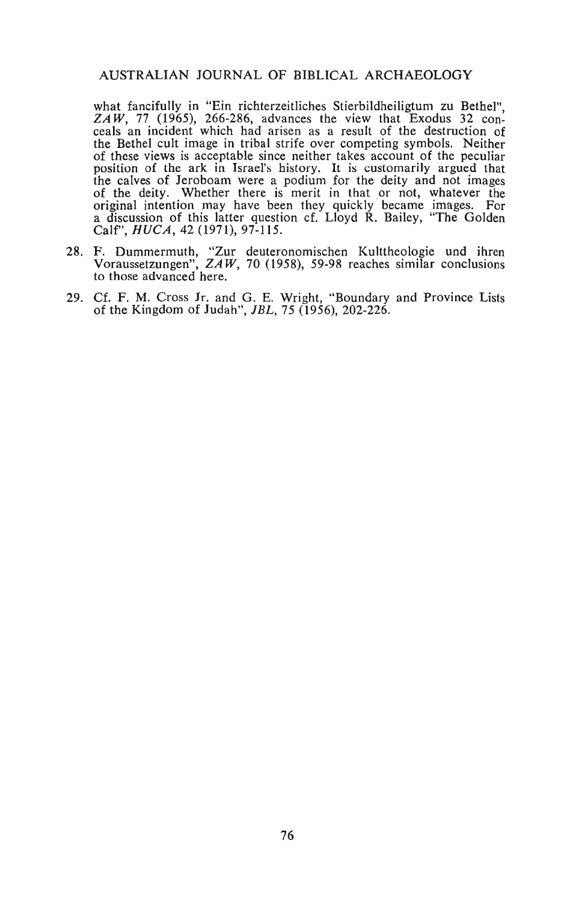what fancifully in "Ein richterzeitliches Stierbildheiligtum zu Bethel", *ZAW*, 77 (1965), 266-286, advances the view that Exodus 32 conceals an incident which had arisen as a result of the destruction of the Bethel cult image in tribal strife over competing symbols. Neither of these views is acceptable since neither takes account of the peculiar position of the ark in Israel's history. It is customarily argued that the calves of Jeroboam were a podium for the deity and not images of the deity. Whether there is merit in that or not, whatever the original intention may have been they quickly became images. For a discussion of this latter question cf. Lloyd R. Bailey, "The Golden Calf", *HUCA*, 42 (1971), 97-115.

28. F. Dummermuth, "Zur deuteronomischen Kulttheologie und ihren Voraussetzungen", *ZAW*, 70 (1958), 59-98 reaches similar conclusions to those advanced here.

29. Cf. F. M. Cross Jr. and G. E. Wright, "Boundary and Province Lists of the Kingdom of Judah", *JBL*, 75 (1956), 202-226.